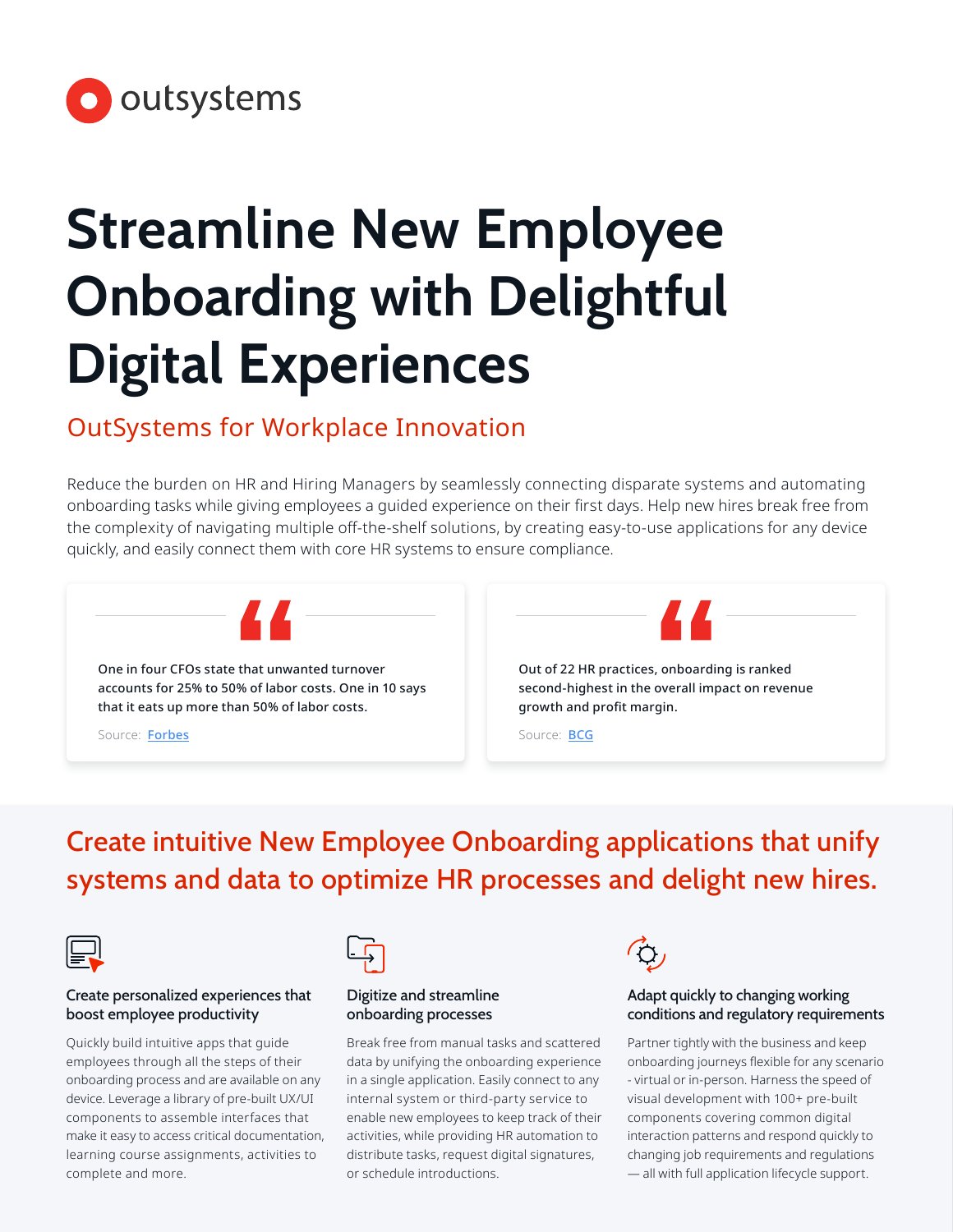outsystems

# Streamline New Employee Onboarding with Delightful Digital Experiences

## OutSystems for Workplace Innovation

Reduce the burden on HR and Hiring Managers by seamlessly connecting disparate systems and automating onboarding tasks while giving employees a guided experience on their first days. Help new hires break free from the complexity of navigating multiple off-the-shelf solutions, by creating easy-to-use applications for any device quickly, and easily connect them with core HR systems to ensure compliance.

> One in four CFOs state that unwanted turnover accounts for 25% to 50% of labor costs. One in 10 says that it eats up more than 50% of labor costs.
>
> Source: Forbes

> Out of 22 HR practices, onboarding is ranked second-highest in the overall impact on revenue growth and profit margin.
>
> Source: BCG

## Create intuitive New Employee Onboarding applications that unify systems and data to optimize HR processes and delight new hires.

### Create personalized experiences that boost employee productivity

Quickly build intuitive apps that guide employees through all the steps of their onboarding process and are available on any device. Leverage a library of pre-built UX/UI components to assemble interfaces that make it easy to access critical documentation, learning course assignments, activities to complete and more.

### Digitize and streamline onboarding processes

Break free from manual tasks and scattered data by unifying the onboarding experience in a single application. Easily connect to any internal system or third-party service to enable new employees to keep track of their activities, while providing HR automation to distribute tasks, request digital signatures, or schedule introductions.

### Adapt quickly to changing working conditions and regulatory requirements

Partner tightly with the business and keep onboarding journeys flexible for any scenario - virtual or in-person. Harness the speed of visual development with 100+ pre-built components covering common digital interaction patterns and respond quickly to changing job requirements and regulations — all with full application lifecycle support.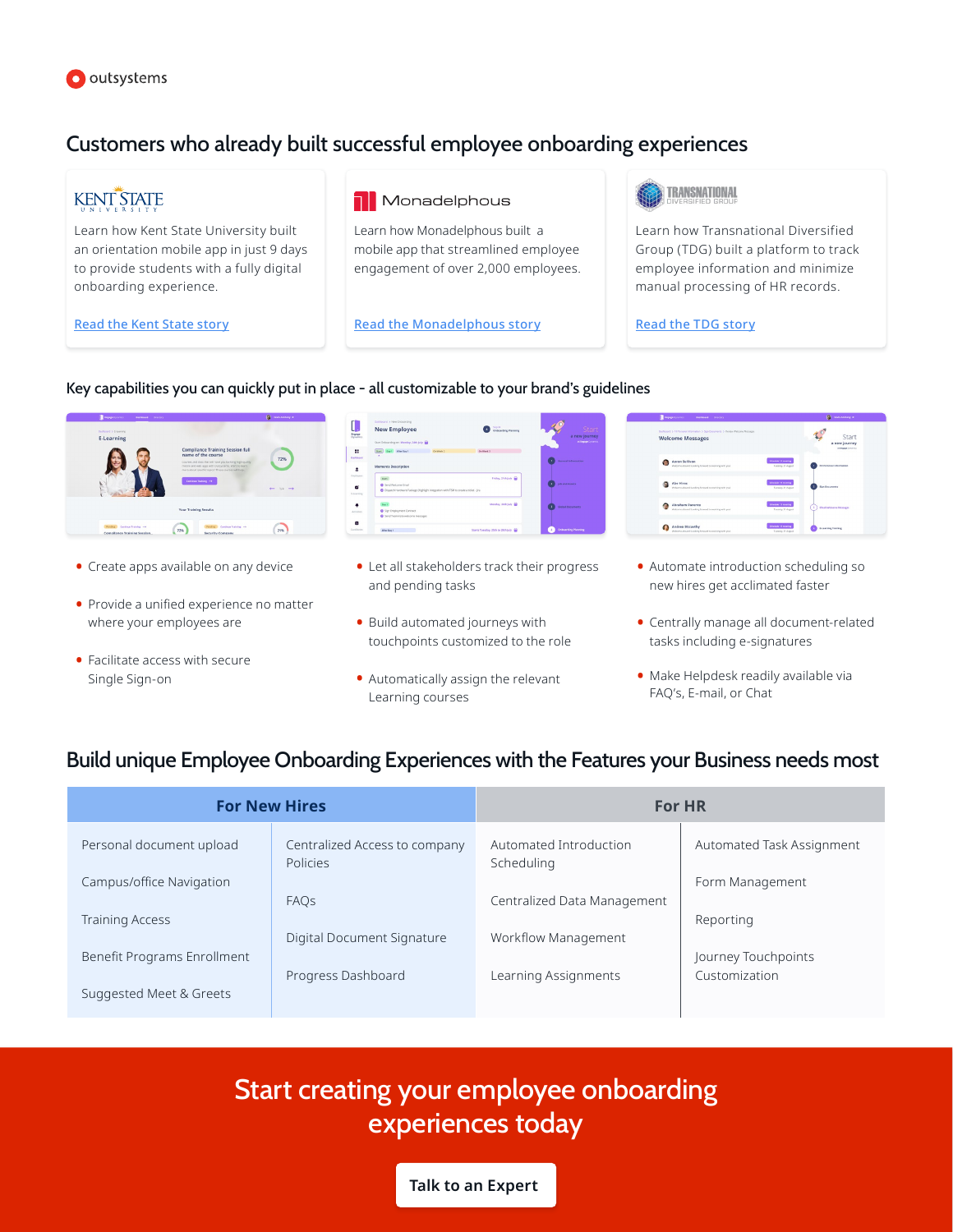outsystems

## Customers who already built successful employee onboarding experiences

**KENT STATE UNIVERSITY**

Learn how Kent State University built an orientation mobile app in just 9 days to provide students with a fully digital onboarding experience.

Read the Kent State story

**Monadelphous**

Learn how Monadelphous built a mobile app that streamlined employee engagement of over 2,000 employees.

Read the Monadelphous story

**TRANSNATIONAL DIVERSIFIED GROUP**

Learn how Transnational Diversified Group (TDG) built a platform to track employee information and minimize manual processing of HR records.

Read the TDG story

### Key capabilities you can quickly put in place - all customizable to your brand's guidelines

- Create apps available on any device
- Provide a unified experience no matter where your employees are
- Facilitate access with secure Single Sign-on

- Let all stakeholders track their progress and pending tasks
- Build automated journeys with touchpoints customized to the role
- Automatically assign the relevant Learning courses

- Automate introduction scheduling so new hires get acclimated faster
- Centrally manage all document-related tasks including e-signatures
- Make Helpdesk readily available via FAQ's, E-mail, or Chat

## Build unique Employee Onboarding Experiences with the Features your Business needs most

| For New Hires | | For HR | |
|---|---|---|---|
| Personal document upload | Centralized Access to company Policies | Automated Introduction Scheduling | Automated Task Assignment |
| Campus/office Navigation | FAQs | Centralized Data Management | Form Management |
| Training Access | Digital Document Signature | Workflow Management | Reporting |
| Benefit Programs Enrollment | Progress Dashboard | Learning Assignments | Journey Touchpoints Customization |
| Suggested Meet & Greets | | | |

## Start creating your employee onboarding experiences today

Talk to an Expert